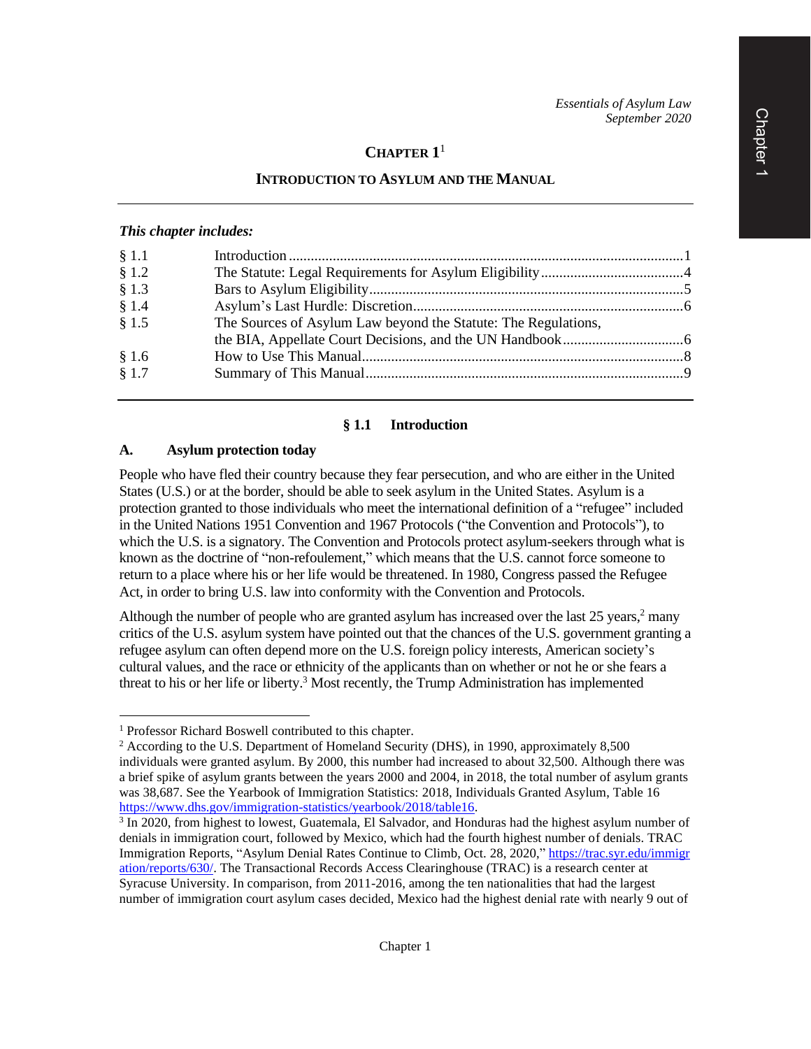*Essentials of Asylum Law*
*September 2020*

# CHAPTER 1[1]

## INTRODUCTION TO ASYLUM AND THE MANUAL

***This chapter includes:***

| | | |
|---|---|---|
| § 1.1 | Introduction | 1 |
| § 1.2 | The Statute: Legal Requirements for Asylum Eligibility | 4 |
| § 1.3 | Bars to Asylum Eligibility | 5 |
| § 1.4 | Asylum's Last Hurdle: Discretion | 6 |
| § 1.5 | The Sources of Asylum Law beyond the Statute: The Regulations, the BIA, Appellate Court Decisions, and the UN Handbook | 6 |
| § 1.6 | How to Use This Manual | 8 |
| § 1.7 | Summary of This Manual | 9 |

## § 1.1 Introduction

### A. Asylum protection today

People who have fled their country because they fear persecution, and who are either in the United States (U.S.) or at the border, should be able to seek asylum in the United States. Asylum is a protection granted to those individuals who meet the international definition of a "refugee" included in the United Nations 1951 Convention and 1967 Protocols ("the Convention and Protocols"), to which the U.S. is a signatory. The Convention and Protocols protect asylum-seekers through what is known as the doctrine of "non-refoulement," which means that the U.S. cannot force someone to return to a place where his or her life would be threatened. In 1980, Congress passed the Refugee Act, in order to bring U.S. law into conformity with the Convention and Protocols.

Although the number of people who are granted asylum has increased over the last 25 years,[2] many critics of the U.S. asylum system have pointed out that the chances of the U.S. government granting a refugee asylum can often depend more on the U.S. foreign policy interests, American society's cultural values, and the race or ethnicity of the applicants than on whether or not he or she fears a threat to his or her life or liberty.[3] Most recently, the Trump Administration has implemented

---

[1] Professor Richard Boswell contributed to this chapter.

[2] According to the U.S. Department of Homeland Security (DHS), in 1990, approximately 8,500 individuals were granted asylum. By 2000, this number had increased to about 32,500. Although there was a brief spike of asylum grants between the years 2000 and 2004, in 2018, the total number of asylum grants was 38,687. See the Yearbook of Immigration Statistics: 2018, Individuals Granted Asylum, Table 16 https://www.dhs.gov/immigration-statistics/yearbook/2018/table16.

[3] In 2020, from highest to lowest, Guatemala, El Salvador, and Honduras had the highest asylum number of denials in immigration court, followed by Mexico, which had the fourth highest number of denials. TRAC Immigration Reports, "Asylum Denial Rates Continue to Climb, Oct. 28, 2020," https://trac.syr.edu/immigration/reports/630/. The Transactional Records Access Clearinghouse (TRAC) is a research center at Syracuse University. In comparison, from 2011-2016, among the ten nationalities that had the largest number of immigration court asylum cases decided, Mexico had the highest denial rate with nearly 9 out of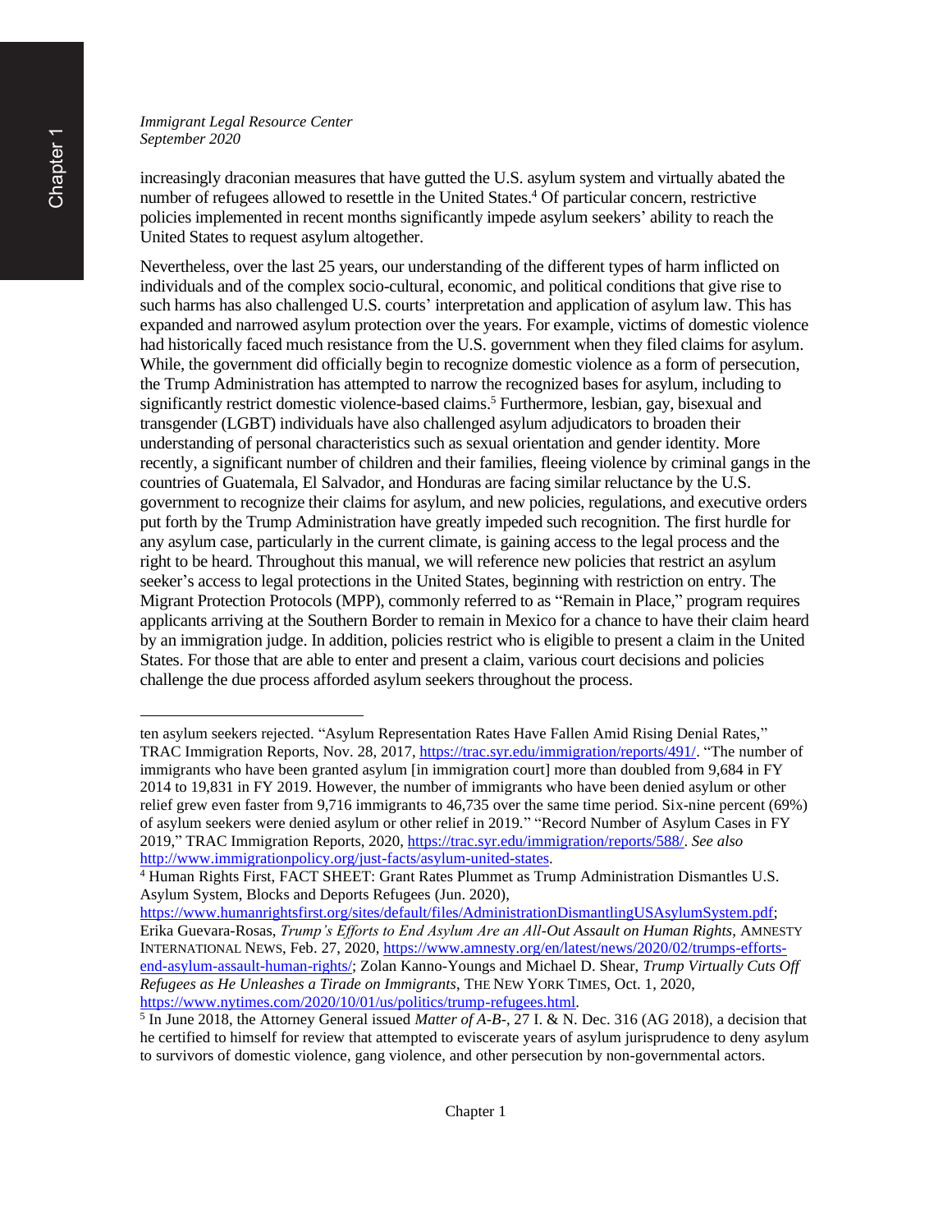increasingly draconian measures that have gutted the U.S. asylum system and virtually abated the number of refugees allowed to resettle in the United States.[4] Of particular concern, restrictive policies implemented in recent months significantly impede asylum seekers' ability to reach the United States to request asylum altogether.

Nevertheless, over the last 25 years, our understanding of the different types of harm inflicted on individuals and of the complex socio-cultural, economic, and political conditions that give rise to such harms has also challenged U.S. courts' interpretation and application of asylum law. This has expanded and narrowed asylum protection over the years. For example, victims of domestic violence had historically faced much resistance from the U.S. government when they filed claims for asylum. While, the government did officially begin to recognize domestic violence as a form of persecution, the Trump Administration has attempted to narrow the recognized bases for asylum, including to significantly restrict domestic violence-based claims.[5] Furthermore, lesbian, gay, bisexual and transgender (LGBT) individuals have also challenged asylum adjudicators to broaden their understanding of personal characteristics such as sexual orientation and gender identity. More recently, a significant number of children and their families, fleeing violence by criminal gangs in the countries of Guatemala, El Salvador, and Honduras are facing similar reluctance by the U.S. government to recognize their claims for asylum, and new policies, regulations, and executive orders put forth by the Trump Administration have greatly impeded such recognition. The first hurdle for any asylum case, particularly in the current climate, is gaining access to the legal process and the right to be heard. Throughout this manual, we will reference new policies that restrict an asylum seeker's access to legal protections in the United States, beginning with restriction on entry. The Migrant Protection Protocols (MPP), commonly referred to as "Remain in Place," program requires applicants arriving at the Southern Border to remain in Mexico for a chance to have their claim heard by an immigration judge. In addition, policies restrict who is eligible to present a claim in the United States. For those that are able to enter and present a claim, various court decisions and policies challenge the due process afforded asylum seekers throughout the process.

---

ten asylum seekers rejected. "Asylum Representation Rates Have Fallen Amid Rising Denial Rates," TRAC Immigration Reports, Nov. 28, 2017, https://trac.syr.edu/immigration/reports/491/. "The number of immigrants who have been granted asylum [in immigration court] more than doubled from 9,684 in FY 2014 to 19,831 in FY 2019. However, the number of immigrants who have been denied asylum or other relief grew even faster from 9,716 immigrants to 46,735 over the same time period. Six-nine percent (69%) of asylum seekers were denied asylum or other relief in 2019." "Record Number of Asylum Cases in FY 2019," TRAC Immigration Reports, 2020, https://trac.syr.edu/immigration/reports/588/. *See also* http://www.immigrationpolicy.org/just-facts/asylum-united-states.

[4] Human Rights First, FACT SHEET: Grant Rates Plummet as Trump Administration Dismantles U.S. Asylum System, Blocks and Deports Refugees (Jun. 2020), https://www.humanrightsfirst.org/sites/default/files/AdministrationDismantlingUSAsylumSystem.pdf; Erika Guevara-Rosas, *Trump's Efforts to End Asylum Are an All-Out Assault on Human Rights*, AMNESTY INTERNATIONAL NEWS, Feb. 27, 2020, https://www.amnesty.org/en/latest/news/2020/02/trumps-efforts-end-asylum-assault-human-rights/; Zolan Kanno-Youngs and Michael D. Shear, *Trump Virtually Cuts Off Refugees as He Unleashes a Tirade on Immigrants*, THE NEW YORK TIMES, Oct. 1, 2020, https://www.nytimes.com/2020/10/01/us/politics/trump-refugees.html.

[5] In June 2018, the Attorney General issued *Matter of A-B-*, 27 I. & N. Dec. 316 (AG 2018), a decision that he certified to himself for review that attempted to eviscerate years of asylum jurisprudence to deny asylum to survivors of domestic violence, gang violence, and other persecution by non-governmental actors.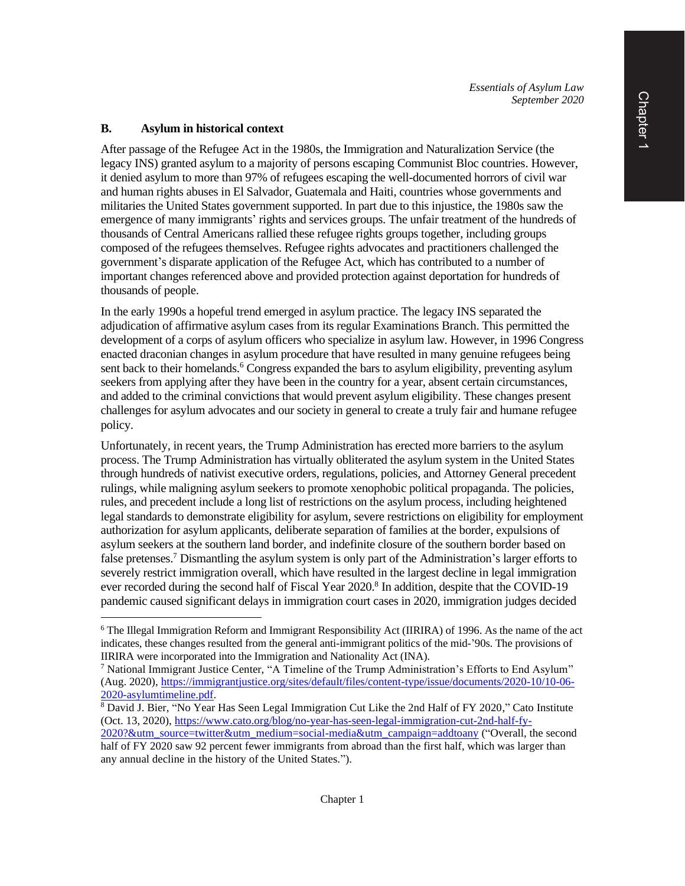## B. Asylum in historical context

After passage of the Refugee Act in the 1980s, the Immigration and Naturalization Service (the legacy INS) granted asylum to a majority of persons escaping Communist Bloc countries. However, it denied asylum to more than 97% of refugees escaping the well-documented horrors of civil war and human rights abuses in El Salvador, Guatemala and Haiti, countries whose governments and militaries the United States government supported. In part due to this injustice, the 1980s saw the emergence of many immigrants' rights and services groups. The unfair treatment of the hundreds of thousands of Central Americans rallied these refugee rights groups together, including groups composed of the refugees themselves. Refugee rights advocates and practitioners challenged the government's disparate application of the Refugee Act, which has contributed to a number of important changes referenced above and provided protection against deportation for hundreds of thousands of people.

In the early 1990s a hopeful trend emerged in asylum practice. The legacy INS separated the adjudication of affirmative asylum cases from its regular Examinations Branch. This permitted the development of a corps of asylum officers who specialize in asylum law. However, in 1996 Congress enacted draconian changes in asylum procedure that have resulted in many genuine refugees being sent back to their homelands.[6] Congress expanded the bars to asylum eligibility, preventing asylum seekers from applying after they have been in the country for a year, absent certain circumstances, and added to the criminal convictions that would prevent asylum eligibility. These changes present challenges for asylum advocates and our society in general to create a truly fair and humane refugee policy.

Unfortunately, in recent years, the Trump Administration has erected more barriers to the asylum process. The Trump Administration has virtually obliterated the asylum system in the United States through hundreds of nativist executive orders, regulations, policies, and Attorney General precedent rulings, while maligning asylum seekers to promote xenophobic political propaganda. The policies, rules, and precedent include a long list of restrictions on the asylum process, including heightened legal standards to demonstrate eligibility for asylum, severe restrictions on eligibility for employment authorization for asylum applicants, deliberate separation of families at the border, expulsions of asylum seekers at the southern land border, and indefinite closure of the southern border based on false pretenses.[7] Dismantling the asylum system is only part of the Administration's larger efforts to severely restrict immigration overall, which have resulted in the largest decline in legal immigration ever recorded during the second half of Fiscal Year 2020.[8] In addition, despite that the COVID-19 pandemic caused significant delays in immigration court cases in 2020, immigration judges decided

---

[6] The Illegal Immigration Reform and Immigrant Responsibility Act (IIRIRA) of 1996. As the name of the act indicates, these changes resulted from the general anti-immigrant politics of the mid-'90s. The provisions of IIRIRA were incorporated into the Immigration and Nationality Act (INA).

[7] National Immigrant Justice Center, "A Timeline of the Trump Administration's Efforts to End Asylum" (Aug. 2020), https://immigrantjustice.org/sites/default/files/content-type/issue/documents/2020-10/10-06-2020-asylumtimeline.pdf.

[8] David J. Bier, "No Year Has Seen Legal Immigration Cut Like the 2nd Half of FY 2020," Cato Institute (Oct. 13, 2020), https://www.cato.org/blog/no-year-has-seen-legal-immigration-cut-2nd-half-fy-2020?&utm_source=twitter&utm_medium=social-media&utm_campaign=addtoany ("Overall, the second half of FY 2020 saw 92 percent fewer immigrants from abroad than the first half, which was larger than any annual decline in the history of the United States.").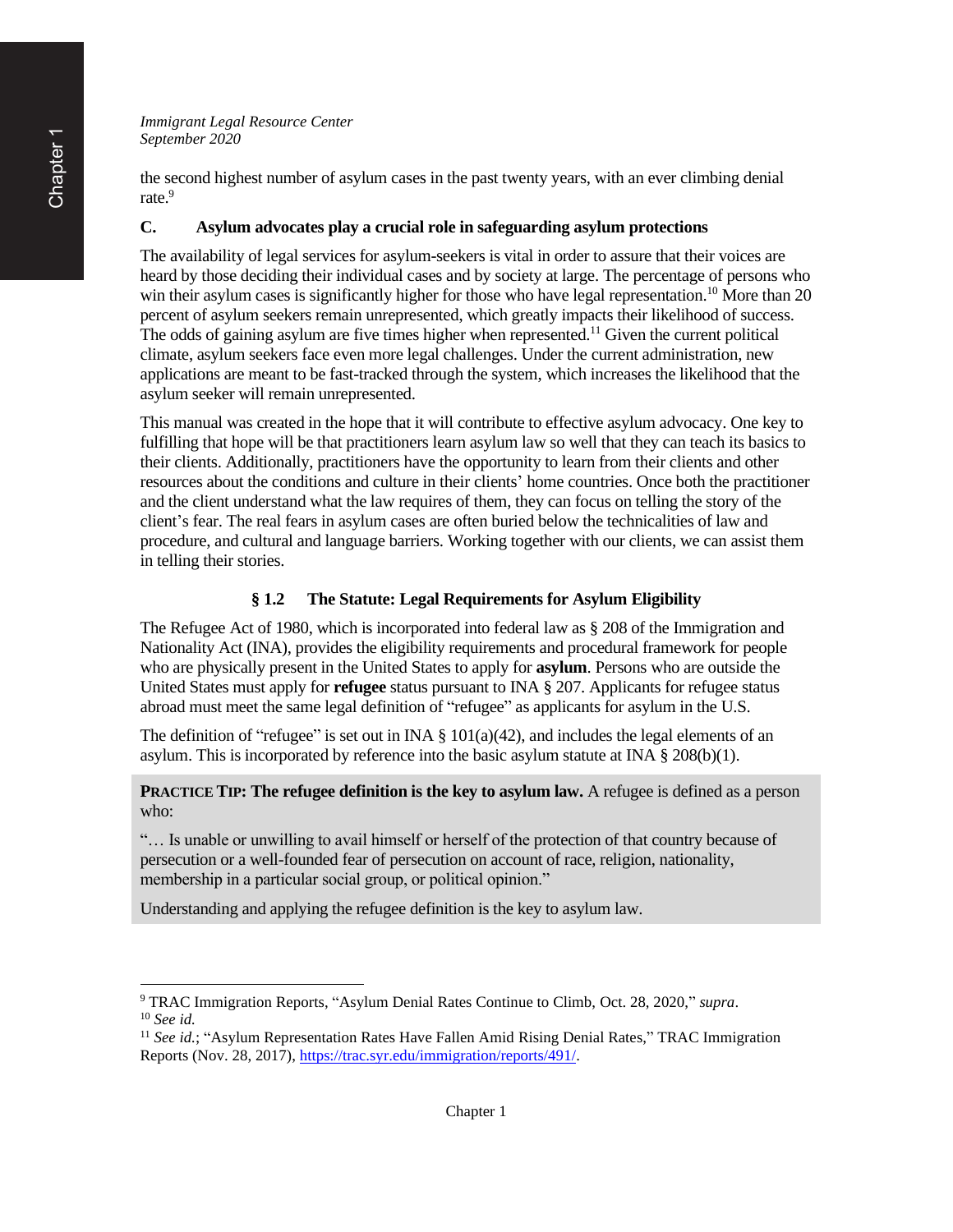the second highest number of asylum cases in the past twenty years, with an ever climbing denial rate.[9]

### C. Asylum advocates play a crucial role in safeguarding asylum protections

The availability of legal services for asylum-seekers is vital in order to assure that their voices are heard by those deciding their individual cases and by society at large. The percentage of persons who win their asylum cases is significantly higher for those who have legal representation.[10] More than 20 percent of asylum seekers remain unrepresented, which greatly impacts their likelihood of success. The odds of gaining asylum are five times higher when represented.[11] Given the current political climate, asylum seekers face even more legal challenges. Under the current administration, new applications are meant to be fast-tracked through the system, which increases the likelihood that the asylum seeker will remain unrepresented.

This manual was created in the hope that it will contribute to effective asylum advocacy. One key to fulfilling that hope will be that practitioners learn asylum law so well that they can teach its basics to their clients. Additionally, practitioners have the opportunity to learn from their clients and other resources about the conditions and culture in their clients' home countries. Once both the practitioner and the client understand what the law requires of them, they can focus on telling the story of the client's fear. The real fears in asylum cases are often buried below the technicalities of law and procedure, and cultural and language barriers. Working together with our clients, we can assist them in telling their stories.

## § 1.2 The Statute: Legal Requirements for Asylum Eligibility

The Refugee Act of 1980, which is incorporated into federal law as § 208 of the Immigration and Nationality Act (INA), provides the eligibility requirements and procedural framework for people who are physically present in the United States to apply for **asylum**. Persons who are outside the United States must apply for **refugee** status pursuant to INA § 207. Applicants for refugee status abroad must meet the same legal definition of "refugee" as applicants for asylum in the U.S.

The definition of "refugee" is set out in INA § 101(a)(42), and includes the legal elements of an asylum. This is incorporated by reference into the basic asylum statute at INA § 208(b)(1).

> **PRACTICE TIP: The refugee definition is the key to asylum law.** A refugee is defined as a person who:
>
> "… Is unable or unwilling to avail himself or herself of the protection of that country because of persecution or a well-founded fear of persecution on account of race, religion, nationality, membership in a particular social group, or political opinion."
>
> Understanding and applying the refugee definition is the key to asylum law.

---

[9] TRAC Immigration Reports, "Asylum Denial Rates Continue to Climb, Oct. 28, 2020," *supra*.

[10] *See id.*

[11] *See id.*; "Asylum Representation Rates Have Fallen Amid Rising Denial Rates," TRAC Immigration Reports (Nov. 28, 2017), https://trac.syr.edu/immigration/reports/491/.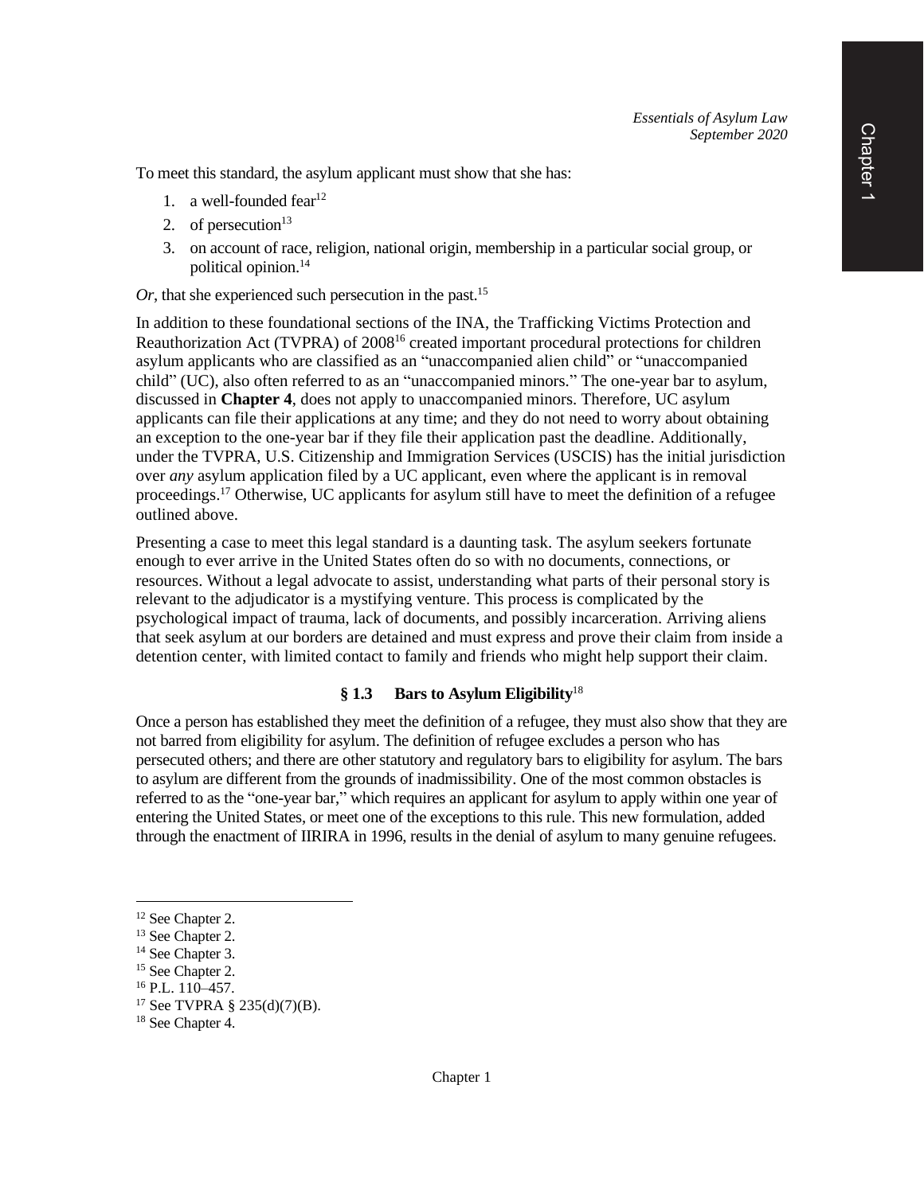To meet this standard, the asylum applicant must show that she has:

1. a well-founded fear[12]
2. of persecution[13]
3. on account of race, religion, national origin, membership in a particular social group, or political opinion.[14]

*Or*, that she experienced such persecution in the past.[15]

In addition to these foundational sections of the INA, the Trafficking Victims Protection and Reauthorization Act (TVPRA) of 2008[16] created important procedural protections for children asylum applicants who are classified as an "unaccompanied alien child" or "unaccompanied child" (UC), also often referred to as an "unaccompanied minors." The one-year bar to asylum, discussed in **Chapter 4**, does not apply to unaccompanied minors. Therefore, UC asylum applicants can file their applications at any time; and they do not need to worry about obtaining an exception to the one-year bar if they file their application past the deadline. Additionally, under the TVPRA, U.S. Citizenship and Immigration Services (USCIS) has the initial jurisdiction over *any* asylum application filed by a UC applicant, even where the applicant is in removal proceedings.[17] Otherwise, UC applicants for asylum still have to meet the definition of a refugee outlined above.

Presenting a case to meet this legal standard is a daunting task. The asylum seekers fortunate enough to ever arrive in the United States often do so with no documents, connections, or resources. Without a legal advocate to assist, understanding what parts of their personal story is relevant to the adjudicator is a mystifying venture. This process is complicated by the psychological impact of trauma, lack of documents, and possibly incarceration. Arriving aliens that seek asylum at our borders are detained and must express and prove their claim from inside a detention center, with limited contact to family and friends who might help support their claim.

## § 1.3 Bars to Asylum Eligibility[18]

Once a person has established they meet the definition of a refugee, they must also show that they are not barred from eligibility for asylum. The definition of refugee excludes a person who has persecuted others; and there are other statutory and regulatory bars to eligibility for asylum. The bars to asylum are different from the grounds of inadmissibility. One of the most common obstacles is referred to as the "one-year bar," which requires an applicant for asylum to apply within one year of entering the United States, or meet one of the exceptions to this rule. This new formulation, added through the enactment of IIRIRA in 1996, results in the denial of asylum to many genuine refugees.

---

[12] See Chapter 2.
[13] See Chapter 2.
[14] See Chapter 3.
[15] See Chapter 2.
[16] P.L. 110–457.
[17] See TVPRA § 235(d)(7)(B).
[18] See Chapter 4.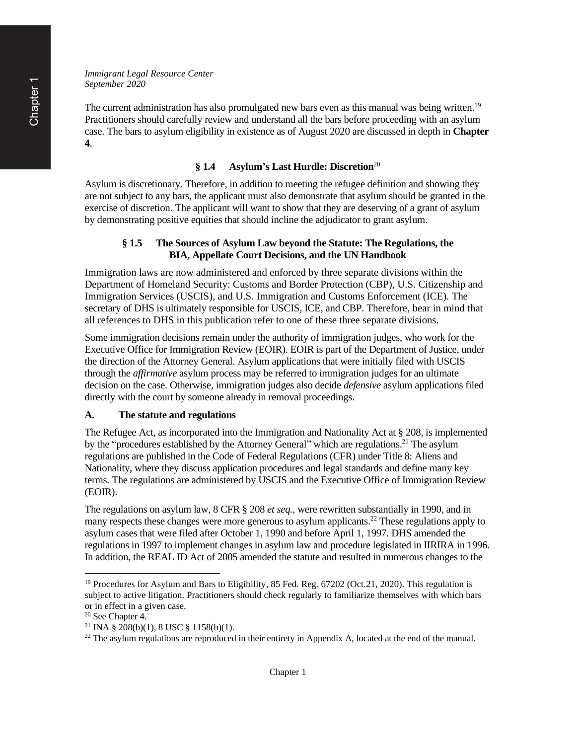The current administration has also promulgated new bars even as this manual was being written.[19] Practitioners should carefully review and understand all the bars before proceeding with an asylum case. The bars to asylum eligibility in existence as of August 2020 are discussed in depth in **Chapter 4**.

## § 1.4 Asylum's Last Hurdle: Discretion[20]

Asylum is discretionary. Therefore, in addition to meeting the refugee definition and showing they are not subject to any bars, the applicant must also demonstrate that asylum should be granted in the exercise of discretion. The applicant will want to show that they are deserving of a grant of asylum by demonstrating positive equities that should incline the adjudicator to grant asylum.

## § 1.5 The Sources of Asylum Law beyond the Statute: The Regulations, the BIA, Appellate Court Decisions, and the UN Handbook

Immigration laws are now administered and enforced by three separate divisions within the Department of Homeland Security: Customs and Border Protection (CBP), U.S. Citizenship and Immigration Services (USCIS), and U.S. Immigration and Customs Enforcement (ICE). The secretary of DHS is ultimately responsible for USCIS, ICE, and CBP. Therefore, bear in mind that all references to DHS in this publication refer to one of these three separate divisions.

Some immigration decisions remain under the authority of immigration judges, who work for the Executive Office for Immigration Review (EOIR). EOIR is part of the Department of Justice, under the direction of the Attorney General. Asylum applications that were initially filed with USCIS through the *affirmative* asylum process may be referred to immigration judges for an ultimate decision on the case. Otherwise, immigration judges also decide *defensive* asylum applications filed directly with the court by someone already in removal proceedings.

### A. The statute and regulations

The Refugee Act, as incorporated into the Immigration and Nationality Act at § 208, is implemented by the "procedures established by the Attorney General" which are regulations.[21] The asylum regulations are published in the Code of Federal Regulations (CFR) under Title 8: Aliens and Nationality, where they discuss application procedures and legal standards and define many key terms. The regulations are administered by USCIS and the Executive Office of Immigration Review (EOIR).

The regulations on asylum law, 8 CFR § 208 *et seq.*, were rewritten substantially in 1990, and in many respects these changes were more generous to asylum applicants.[22] These regulations apply to asylum cases that were filed after October 1, 1990 and before April 1, 1997. DHS amended the regulations in 1997 to implement changes in asylum law and procedure legislated in IIRIRA in 1996. In addition, the REAL ID Act of 2005 amended the statute and resulted in numerous changes to the

---

[19] Procedures for Asylum and Bars to Eligibility, 85 Fed. Reg. 67202 (Oct.21, 2020). This regulation is subject to active litigation. Practitioners should check regularly to familiarize themselves with which bars or in effect in a given case.

[20] See Chapter 4.

[21] INA § 208(b)(1), 8 USC § 1158(b)(1).

[22] The asylum regulations are reproduced in their entirety in Appendix A, located at the end of the manual.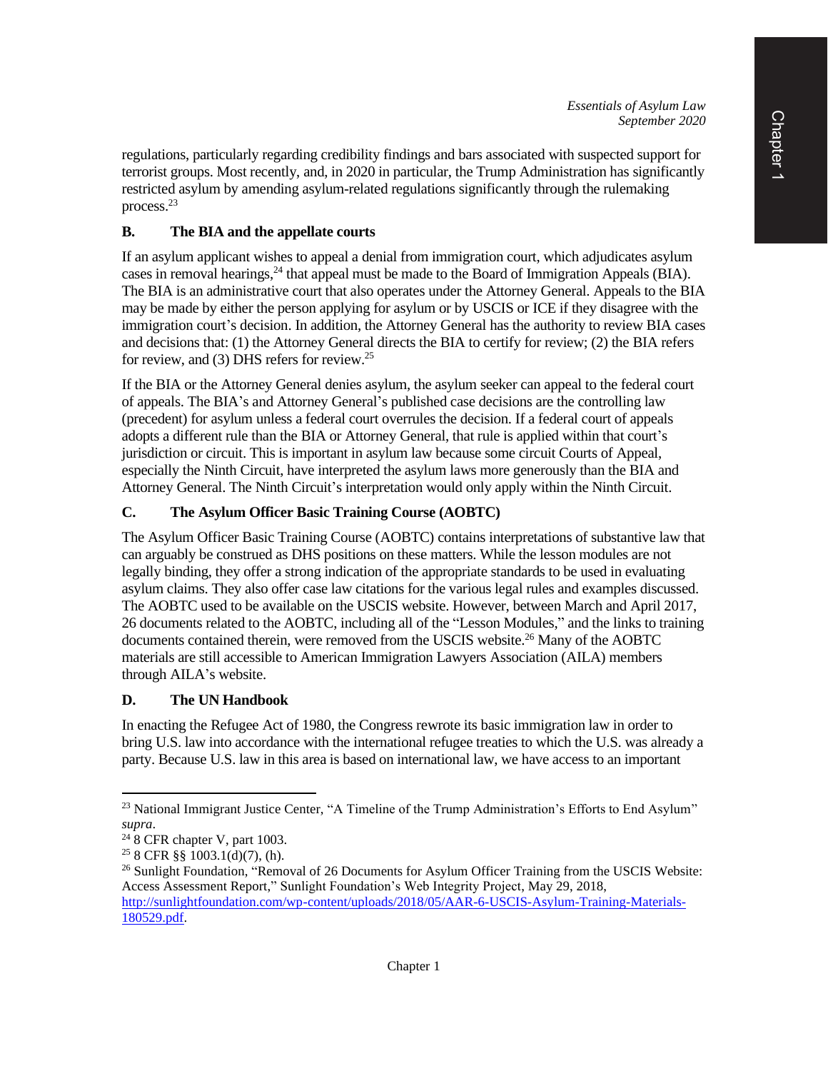regulations, particularly regarding credibility findings and bars associated with suspected support for terrorist groups. Most recently, and, in 2020 in particular, the Trump Administration has significantly restricted asylum by amending asylum-related regulations significantly through the rulemaking process.[23]

### B. The BIA and the appellate courts

If an asylum applicant wishes to appeal a denial from immigration court, which adjudicates asylum cases in removal hearings,[24] that appeal must be made to the Board of Immigration Appeals (BIA). The BIA is an administrative court that also operates under the Attorney General. Appeals to the BIA may be made by either the person applying for asylum or by USCIS or ICE if they disagree with the immigration court's decision. In addition, the Attorney General has the authority to review BIA cases and decisions that: (1) the Attorney General directs the BIA to certify for review; (2) the BIA refers for review, and (3) DHS refers for review.[25]

If the BIA or the Attorney General denies asylum, the asylum seeker can appeal to the federal court of appeals. The BIA's and Attorney General's published case decisions are the controlling law (precedent) for asylum unless a federal court overrules the decision. If a federal court of appeals adopts a different rule than the BIA or Attorney General, that rule is applied within that court's jurisdiction or circuit. This is important in asylum law because some circuit Courts of Appeal, especially the Ninth Circuit, have interpreted the asylum laws more generously than the BIA and Attorney General. The Ninth Circuit's interpretation would only apply within the Ninth Circuit.

### C. The Asylum Officer Basic Training Course (AOBTC)

The Asylum Officer Basic Training Course (AOBTC) contains interpretations of substantive law that can arguably be construed as DHS positions on these matters. While the lesson modules are not legally binding, they offer a strong indication of the appropriate standards to be used in evaluating asylum claims. They also offer case law citations for the various legal rules and examples discussed. The AOBTC used to be available on the USCIS website. However, between March and April 2017, 26 documents related to the AOBTC, including all of the "Lesson Modules," and the links to training documents contained therein, were removed from the USCIS website.[26] Many of the AOBTC materials are still accessible to American Immigration Lawyers Association (AILA) members through AILA's website.

### D. The UN Handbook

In enacting the Refugee Act of 1980, the Congress rewrote its basic immigration law in order to bring U.S. law into accordance with the international refugee treaties to which the U.S. was already a party. Because U.S. law in this area is based on international law, we have access to an important

---

[23] National Immigrant Justice Center, "A Timeline of the Trump Administration's Efforts to End Asylum" *supra*.

[24] 8 CFR chapter V, part 1003.

[25] 8 CFR §§ 1003.1(d)(7), (h).

[26] Sunlight Foundation, "Removal of 26 Documents for Asylum Officer Training from the USCIS Website: Access Assessment Report," Sunlight Foundation's Web Integrity Project, May 29, 2018, http://sunlightfoundation.com/wp-content/uploads/2018/05/AAR-6-USCIS-Asylum-Training-Materials-180529.pdf.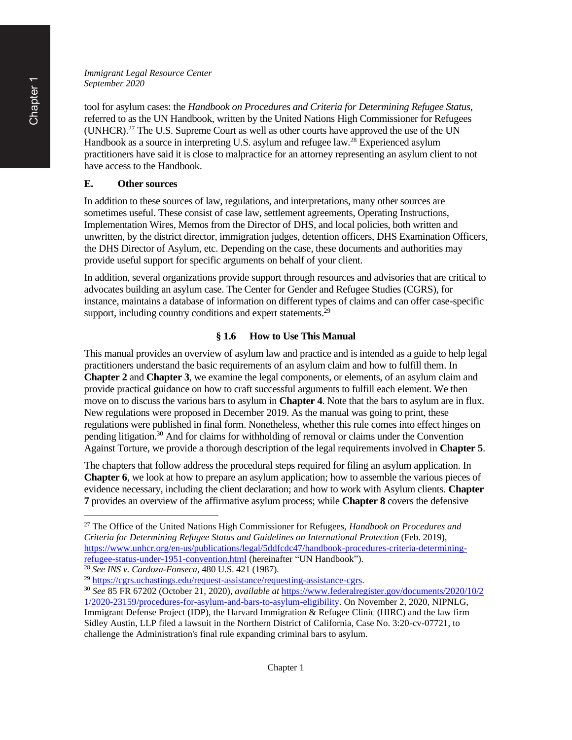tool for asylum cases: the *Handbook on Procedures and Criteria for Determining Refugee Status*, referred to as the UN Handbook, written by the United Nations High Commissioner for Refugees (UNHCR).[27] The U.S. Supreme Court as well as other courts have approved the use of the UN Handbook as a source in interpreting U.S. asylum and refugee law.[28] Experienced asylum practitioners have said it is close to malpractice for an attorney representing an asylum client to not have access to the Handbook.

### E. Other sources

In addition to these sources of law, regulations, and interpretations, many other sources are sometimes useful. These consist of case law, settlement agreements, Operating Instructions, Implementation Wires, Memos from the Director of DHS, and local policies, both written and unwritten, by the district director, immigration judges, detention officers, DHS Examination Officers, the DHS Director of Asylum, etc. Depending on the case, these documents and authorities may provide useful support for specific arguments on behalf of your client.

In addition, several organizations provide support through resources and advisories that are critical to advocates building an asylum case. The Center for Gender and Refugee Studies (CGRS), for instance, maintains a database of information on different types of claims and can offer case-specific support, including country conditions and expert statements.[29]

## § 1.6 How to Use This Manual

This manual provides an overview of asylum law and practice and is intended as a guide to help legal practitioners understand the basic requirements of an asylum claim and how to fulfill them. In **Chapter 2** and **Chapter 3**, we examine the legal components, or elements, of an asylum claim and provide practical guidance on how to craft successful arguments to fulfill each element. We then move on to discuss the various bars to asylum in **Chapter 4**. Note that the bars to asylum are in flux. New regulations were proposed in December 2019. As the manual was going to print, these regulations were published in final form. Nonetheless, whether this rule comes into effect hinges on pending litigation.[30] And for claims for withholding of removal or claims under the Convention Against Torture, we provide a thorough description of the legal requirements involved in **Chapter 5**.

The chapters that follow address the procedural steps required for filing an asylum application. In **Chapter 6**, we look at how to prepare an asylum application; how to assemble the various pieces of evidence necessary, including the client declaration; and how to work with Asylum clients. **Chapter 7** provides an overview of the affirmative asylum process; while **Chapter 8** covers the defensive

---

[27] The Office of the United Nations High Commissioner for Refugees, *Handbook on Procedures and Criteria for Determining Refugee Status and Guidelines on International Protection* (Feb. 2019), https://www.unhcr.org/en-us/publications/legal/5ddfcdc47/handbook-procedures-criteria-determining-refugee-status-under-1951-convention.html (hereinafter "UN Handbook").

[28] *See INS v. Cardoza-Fonseca*, 480 U.S. 421 (1987).

[29] https://cgrs.uchastings.edu/request-assistance/requesting-assistance-cgrs.

[30] *See* 85 FR 67202 (October 21, 2020), *available at* https://www.federalregister.gov/documents/2020/10/21/2020-23159/procedures-for-asylum-and-bars-to-asylum-eligibility. On November 2, 2020, NIPNLG, Immigrant Defense Project (IDP), the Harvard Immigration & Refugee Clinic (HIRC) and the law firm Sidley Austin, LLP filed a lawsuit in the Northern District of California, Case No. 3:20-cv-07721, to challenge the Administration's final rule expanding criminal bars to asylum.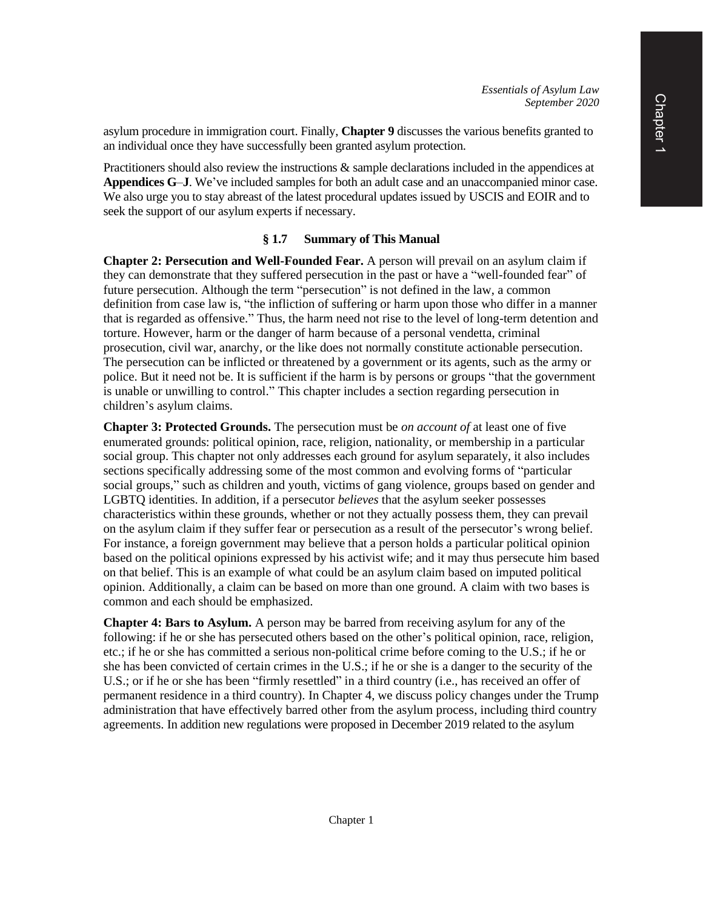asylum procedure in immigration court. Finally, **Chapter 9** discusses the various benefits granted to an individual once they have successfully been granted asylum protection.

Practitioners should also review the instructions & sample declarations included in the appendices at **Appendices G**–**J**. We've included samples for both an adult case and an unaccompanied minor case. We also urge you to stay abreast of the latest procedural updates issued by USCIS and EOIR and to seek the support of our asylum experts if necessary.

### § 1.7 Summary of This Manual

**Chapter 2: Persecution and Well-Founded Fear.** A person will prevail on an asylum claim if they can demonstrate that they suffered persecution in the past or have a "well-founded fear" of future persecution. Although the term "persecution" is not defined in the law, a common definition from case law is, "the infliction of suffering or harm upon those who differ in a manner that is regarded as offensive." Thus, the harm need not rise to the level of long-term detention and torture. However, harm or the danger of harm because of a personal vendetta, criminal prosecution, civil war, anarchy, or the like does not normally constitute actionable persecution. The persecution can be inflicted or threatened by a government or its agents, such as the army or police. But it need not be. It is sufficient if the harm is by persons or groups "that the government is unable or unwilling to control." This chapter includes a section regarding persecution in children's asylum claims.

**Chapter 3: Protected Grounds.** The persecution must be *on account of* at least one of five enumerated grounds: political opinion, race, religion, nationality, or membership in a particular social group. This chapter not only addresses each ground for asylum separately, it also includes sections specifically addressing some of the most common and evolving forms of "particular social groups," such as children and youth, victims of gang violence, groups based on gender and LGBTQ identities. In addition, if a persecutor *believes* that the asylum seeker possesses characteristics within these grounds, whether or not they actually possess them, they can prevail on the asylum claim if they suffer fear or persecution as a result of the persecutor's wrong belief. For instance, a foreign government may believe that a person holds a particular political opinion based on the political opinions expressed by his activist wife; and it may thus persecute him based on that belief. This is an example of what could be an asylum claim based on imputed political opinion. Additionally, a claim can be based on more than one ground. A claim with two bases is common and each should be emphasized.

**Chapter 4: Bars to Asylum.** A person may be barred from receiving asylum for any of the following: if he or she has persecuted others based on the other's political opinion, race, religion, etc.; if he or she has committed a serious non-political crime before coming to the U.S.; if he or she has been convicted of certain crimes in the U.S.; if he or she is a danger to the security of the U.S.; or if he or she has been "firmly resettled" in a third country (i.e., has received an offer of permanent residence in a third country). In Chapter 4, we discuss policy changes under the Trump administration that have effectively barred other from the asylum process, including third country agreements. In addition new regulations were proposed in December 2019 related to the asylum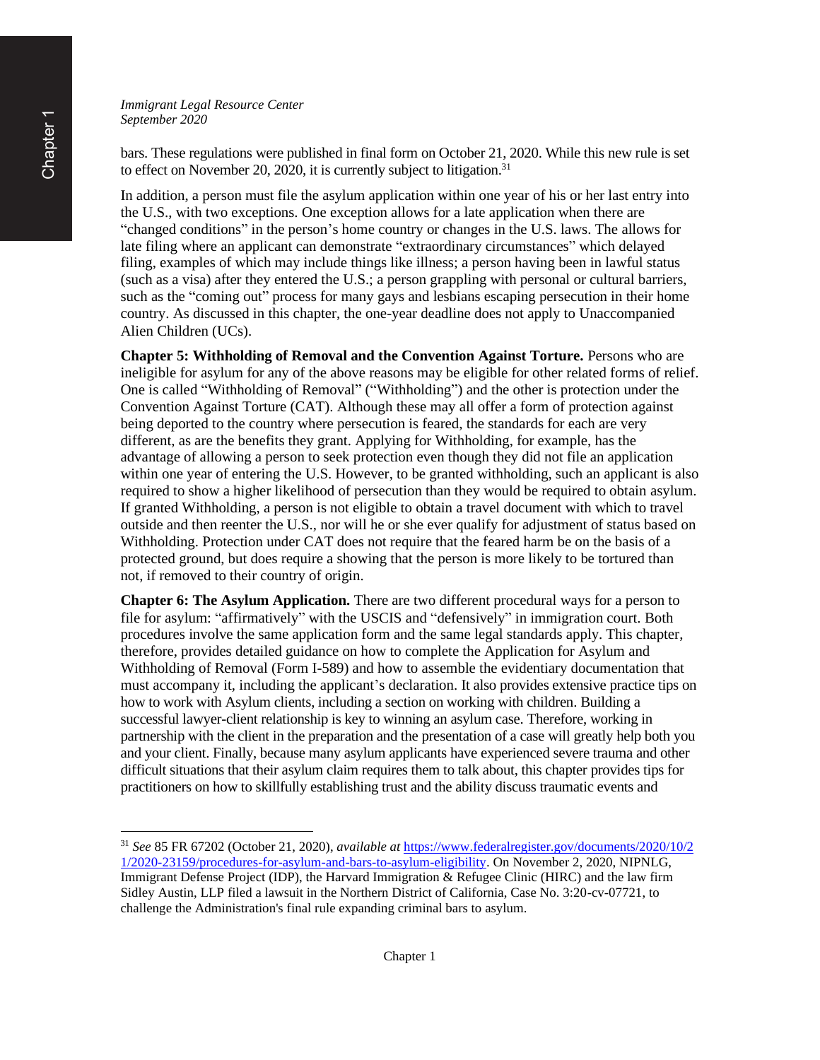bars. These regulations were published in final form on October 21, 2020. While this new rule is set to effect on November 20, 2020, it is currently subject to litigation.[31]

In addition, a person must file the asylum application within one year of his or her last entry into the U.S., with two exceptions. One exception allows for a late application when there are "changed conditions" in the person's home country or changes in the U.S. laws. The allows for late filing where an applicant can demonstrate "extraordinary circumstances" which delayed filing, examples of which may include things like illness; a person having been in lawful status (such as a visa) after they entered the U.S.; a person grappling with personal or cultural barriers, such as the "coming out" process for many gays and lesbians escaping persecution in their home country. As discussed in this chapter, the one-year deadline does not apply to Unaccompanied Alien Children (UCs).

**Chapter 5: Withholding of Removal and the Convention Against Torture.** Persons who are ineligible for asylum for any of the above reasons may be eligible for other related forms of relief. One is called "Withholding of Removal" ("Withholding") and the other is protection under the Convention Against Torture (CAT). Although these may all offer a form of protection against being deported to the country where persecution is feared, the standards for each are very different, as are the benefits they grant. Applying for Withholding, for example, has the advantage of allowing a person to seek protection even though they did not file an application within one year of entering the U.S. However, to be granted withholding, such an applicant is also required to show a higher likelihood of persecution than they would be required to obtain asylum. If granted Withholding, a person is not eligible to obtain a travel document with which to travel outside and then reenter the U.S., nor will he or she ever qualify for adjustment of status based on Withholding. Protection under CAT does not require that the feared harm be on the basis of a protected ground, but does require a showing that the person is more likely to be tortured than not, if removed to their country of origin.

**Chapter 6: The Asylum Application.** There are two different procedural ways for a person to file for asylum: "affirmatively" with the USCIS and "defensively" in immigration court. Both procedures involve the same application form and the same legal standards apply. This chapter, therefore, provides detailed guidance on how to complete the Application for Asylum and Withholding of Removal (Form I-589) and how to assemble the evidentiary documentation that must accompany it, including the applicant's declaration. It also provides extensive practice tips on how to work with Asylum clients, including a section on working with children. Building a successful lawyer-client relationship is key to winning an asylum case. Therefore, working in partnership with the client in the preparation and the presentation of a case will greatly help both you and your client. Finally, because many asylum applicants have experienced severe trauma and other difficult situations that their asylum claim requires them to talk about, this chapter provides tips for practitioners on how to skillfully establishing trust and the ability discuss traumatic events and

---

[31] *See* 85 FR 67202 (October 21, 2020), *available at* https://www.federalregister.gov/documents/2020/10/21/2020-23159/procedures-for-asylum-and-bars-to-asylum-eligibility. On November 2, 2020, NIPNLG, Immigrant Defense Project (IDP), the Harvard Immigration & Refugee Clinic (HIRC) and the law firm Sidley Austin, LLP filed a lawsuit in the Northern District of California, Case No. 3:20-cv-07721, to challenge the Administration's final rule expanding criminal bars to asylum.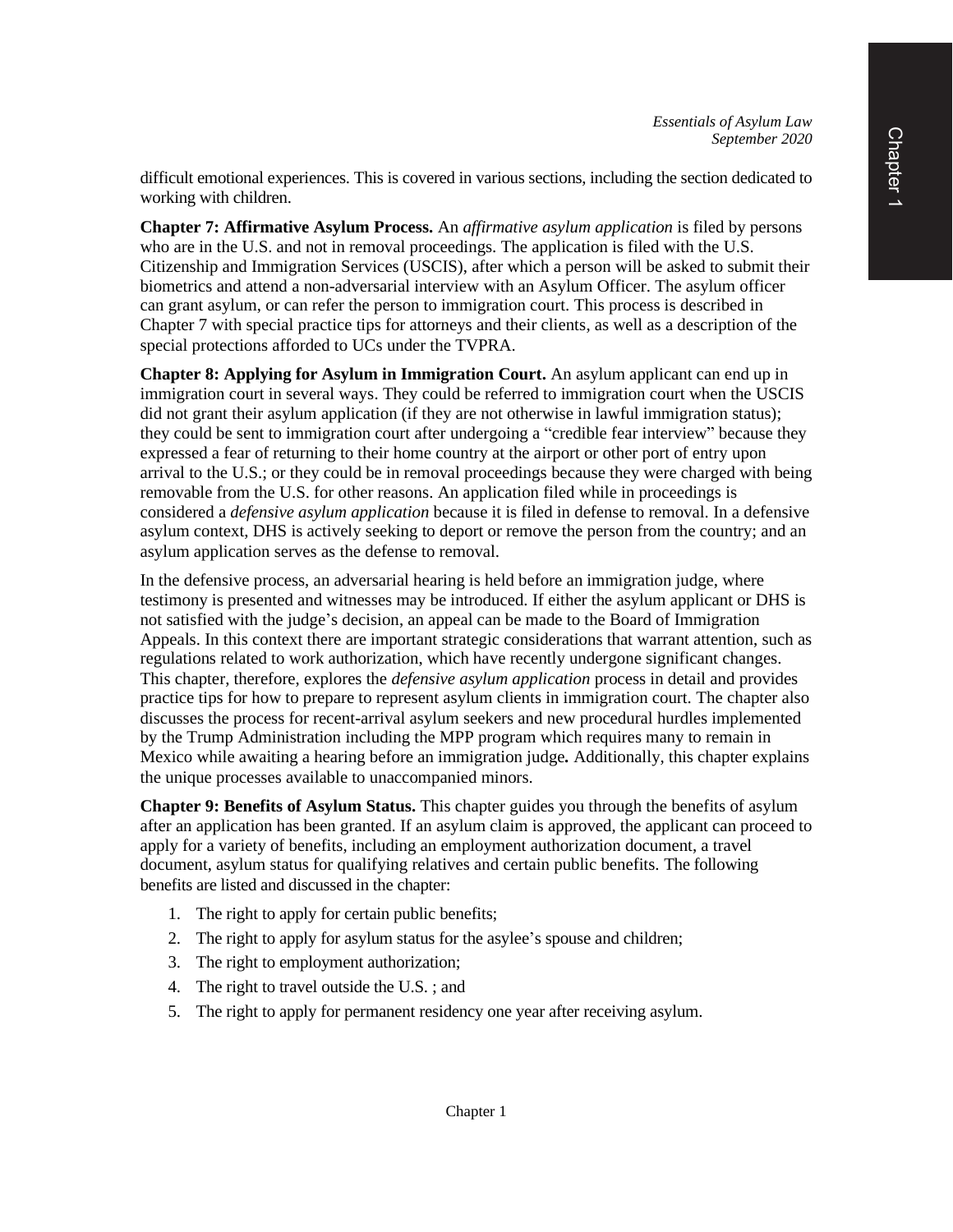difficult emotional experiences. This is covered in various sections, including the section dedicated to working with children.

**Chapter 7: Affirmative Asylum Process.** An *affirmative asylum application* is filed by persons who are in the U.S. and not in removal proceedings. The application is filed with the U.S. Citizenship and Immigration Services (USCIS), after which a person will be asked to submit their biometrics and attend a non-adversarial interview with an Asylum Officer. The asylum officer can grant asylum, or can refer the person to immigration court. This process is described in Chapter 7 with special practice tips for attorneys and their clients, as well as a description of the special protections afforded to UCs under the TVPRA.

**Chapter 8: Applying for Asylum in Immigration Court.** An asylum applicant can end up in immigration court in several ways. They could be referred to immigration court when the USCIS did not grant their asylum application (if they are not otherwise in lawful immigration status); they could be sent to immigration court after undergoing a "credible fear interview" because they expressed a fear of returning to their home country at the airport or other port of entry upon arrival to the U.S.; or they could be in removal proceedings because they were charged with being removable from the U.S. for other reasons. An application filed while in proceedings is considered a *defensive asylum application* because it is filed in defense to removal. In a defensive asylum context, DHS is actively seeking to deport or remove the person from the country; and an asylum application serves as the defense to removal.

In the defensive process, an adversarial hearing is held before an immigration judge, where testimony is presented and witnesses may be introduced. If either the asylum applicant or DHS is not satisfied with the judge's decision, an appeal can be made to the Board of Immigration Appeals. In this context there are important strategic considerations that warrant attention, such as regulations related to work authorization, which have recently undergone significant changes. This chapter, therefore, explores the *defensive asylum application* process in detail and provides practice tips for how to prepare to represent asylum clients in immigration court. The chapter also discusses the process for recent-arrival asylum seekers and new procedural hurdles implemented by the Trump Administration including the MPP program which requires many to remain in Mexico while awaiting a hearing before an immigration judge. Additionally, this chapter explains the unique processes available to unaccompanied minors.

**Chapter 9: Benefits of Asylum Status.** This chapter guides you through the benefits of asylum after an application has been granted. If an asylum claim is approved, the applicant can proceed to apply for a variety of benefits, including an employment authorization document, a travel document, asylum status for qualifying relatives and certain public benefits. The following benefits are listed and discussed in the chapter:

1. The right to apply for certain public benefits;
2. The right to apply for asylum status for the asylee's spouse and children;
3. The right to employment authorization;
4. The right to travel outside the U.S. ; and
5. The right to apply for permanent residency one year after receiving asylum.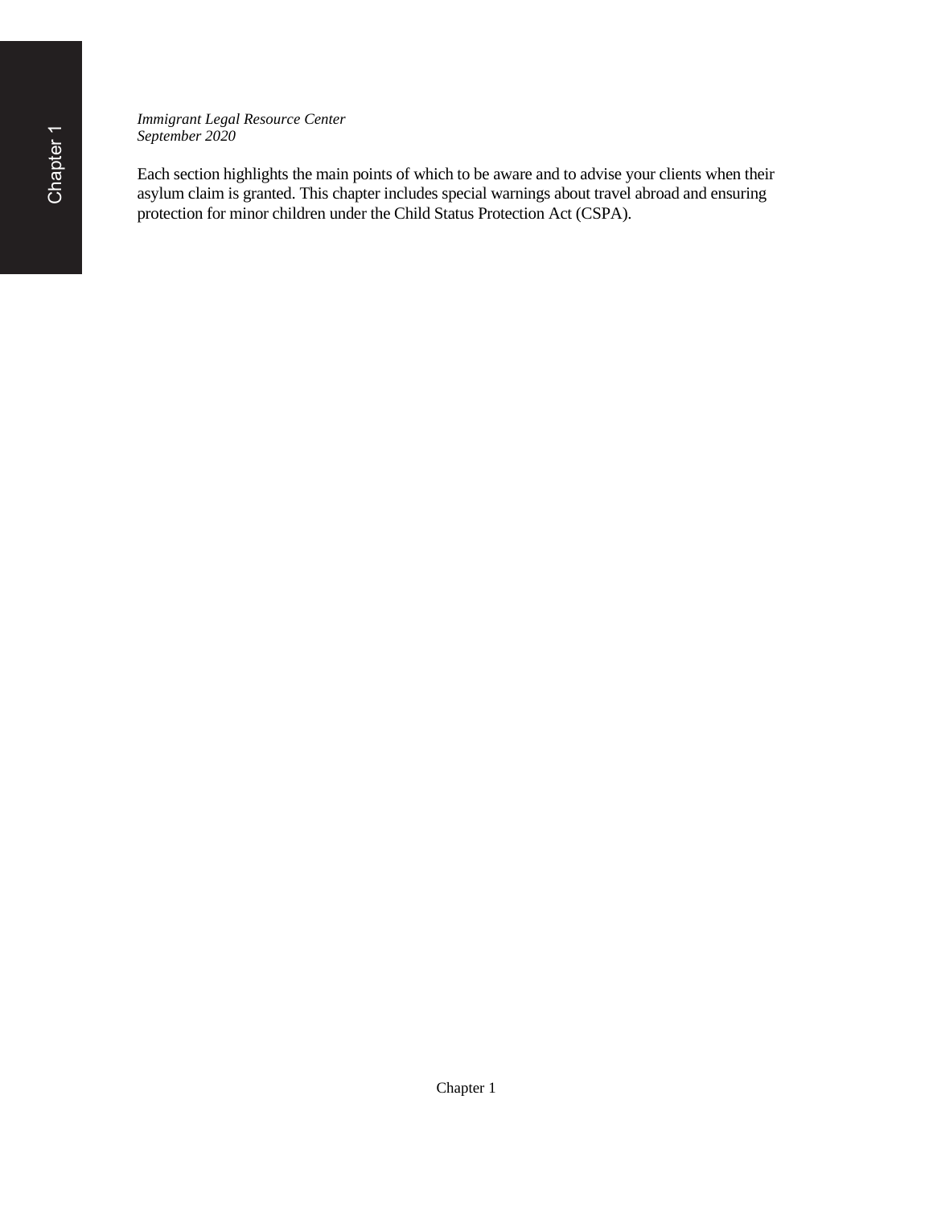*Immigrant Legal Resource Center*
*September 2020*

Each section highlights the main points of which to be aware and to advise your clients when their asylum claim is granted. This chapter includes special warnings about travel abroad and ensuring protection for minor children under the Child Status Protection Act (CSPA).